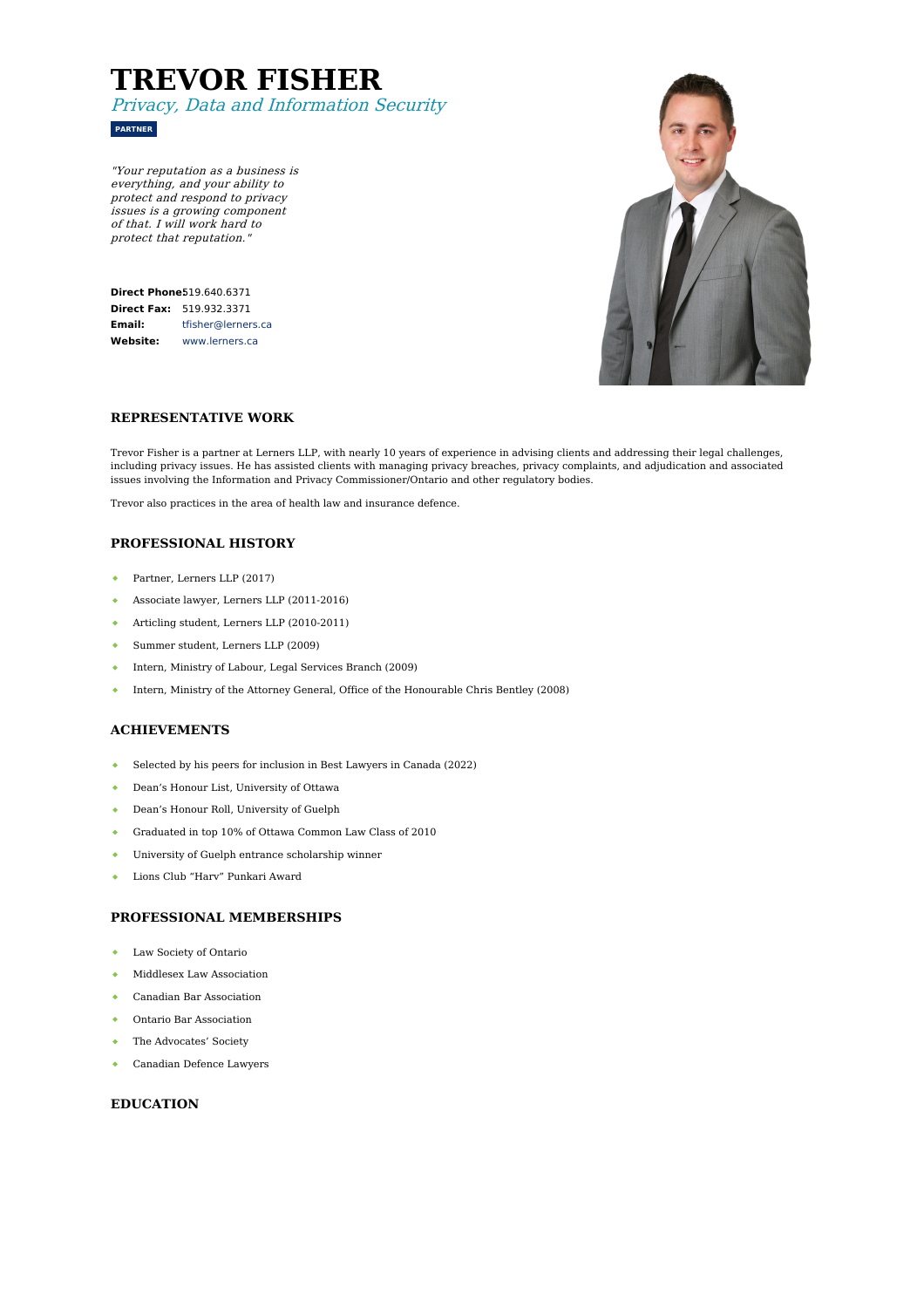# TREVOR FISHER

*Privacy, Data and Information Security*

**PARTNER**

*"Your reputation as a business is everything, and your ability to protect and respond to privacy issues is a growing component of that. I will work hard to protect that reputation."*

**Direct Phone:** 519.640.6371
**Direct Fax:** 519.932.3371
**Email:** tfisher@lerners.ca
**Website:** www.lerners.ca

## REPRESENTATIVE WORK

Trevor Fisher is a partner at Lerners LLP, with nearly 10 years of experience in advising clients and addressing their legal challenges, including privacy issues. He has assisted clients with managing privacy breaches, privacy complaints, and adjudication and associated issues involving the Information and Privacy Commissioner/Ontario and other regulatory bodies.

Trevor also practices in the area of health law and insurance defence.

## PROFESSIONAL HISTORY

- Partner, Lerners LLP (2017)
- Associate lawyer, Lerners LLP (2011-2016)
- Articling student, Lerners LLP (2010-2011)
- Summer student, Lerners LLP (2009)
- Intern, Ministry of Labour, Legal Services Branch (2009)
- Intern, Ministry of the Attorney General, Office of the Honourable Chris Bentley (2008)

## ACHIEVEMENTS

- Selected by his peers for inclusion in Best Lawyers in Canada (2022)
- Dean’s Honour List, University of Ottawa
- Dean’s Honour Roll, University of Guelph
- Graduated in top 10% of Ottawa Common Law Class of 2010
- University of Guelph entrance scholarship winner
- Lions Club “Harv” Punkari Award

## PROFESSIONAL MEMBERSHIPS

- Law Society of Ontario
- Middlesex Law Association
- Canadian Bar Association
- Ontario Bar Association
- The Advocates’ Society
- Canadian Defence Lawyers

## EDUCATION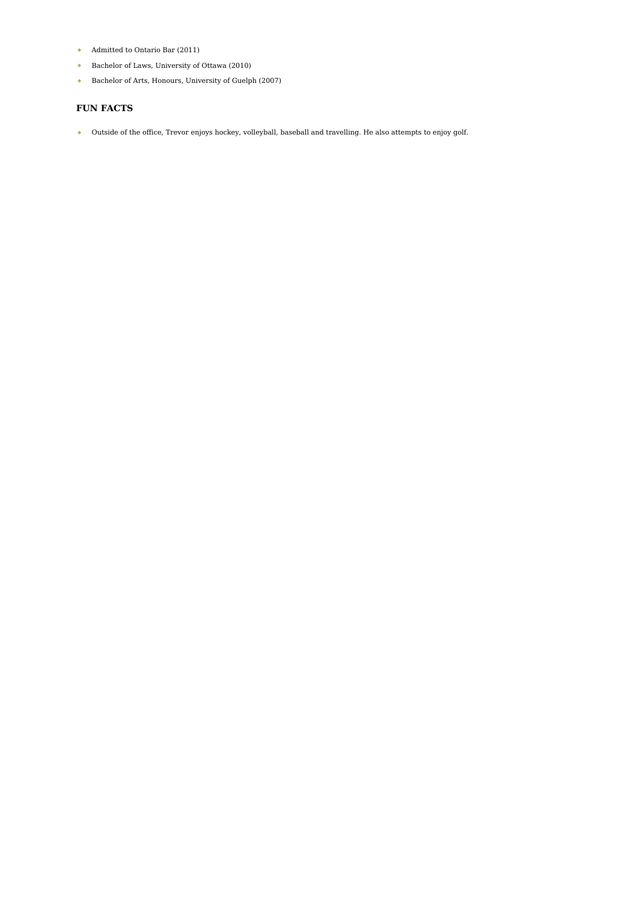- Admitted to Ontario Bar (2011)
- Bachelor of Laws, University of Ottawa (2010)
- Bachelor of Arts, Honours, University of Guelph (2007)

### FUN FACTS

- Outside of the office, Trevor enjoys hockey, volleyball, baseball and travelling. He also attempts to enjoy golf.